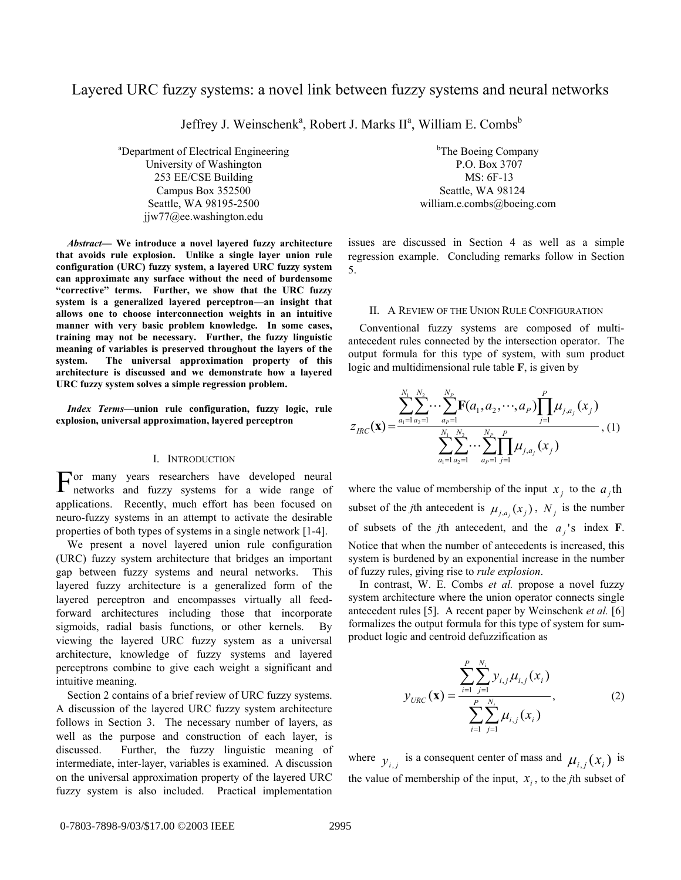# Layered URC fuzzy systems: a novel link between fuzzy systems and neural networks

Jeffrey J. Weinschenk[a], Robert J. Marks II[a], William E. Combs[b]

[a]Department of Electrical Engineering
University of Washington
253 EE/CSE Building
Campus Box 352500
Seattle, WA 98195-2500
jjw77@ee.washington.edu

[b]The Boeing Company
P.O. Box 3707
MS: 6F-13
Seattle, WA 98124
william.e.combs@boeing.com

***Abstract*— We introduce a novel layered fuzzy architecture that avoids rule explosion. Unlike a single layer union rule configuration (URC) fuzzy system, a layered URC fuzzy system can approximate any surface without the need of burdensome "corrective" terms. Further, we show that the URC fuzzy system is a generalized layered perceptron—an insight that allows one to choose interconnection weights in an intuitive manner with very basic problem knowledge. In some cases, training may not be necessary. Further, the fuzzy linguistic meaning of variables is preserved throughout the layers of the system. The universal approximation property of this architecture is discussed and we demonstrate how a layered URC fuzzy system solves a simple regression problem.**

***Index Terms*—union rule configuration, fuzzy logic, rule explosion, universal approximation, layered perceptron**

## I. Introduction

For many years researchers have developed neural networks and fuzzy systems for a wide range of applications. Recently, much effort has been focused on neuro-fuzzy systems in an attempt to activate the desirable properties of both types of systems in a single network [1-4].

We present a novel layered union rule configuration (URC) fuzzy system architecture that bridges an important gap between fuzzy systems and neural networks. This layered fuzzy architecture is a generalized form of the layered perceptron and encompasses virtually all feed-forward architectures including those that incorporate sigmoids, radial basis functions, or other kernels. By viewing the layered URC fuzzy system as a universal architecture, knowledge of fuzzy systems and layered perceptrons combine to give each weight a significant and intuitive meaning.

Section 2 contains of a brief review of URC fuzzy systems. A discussion of the layered URC fuzzy system architecture follows in Section 3. The necessary number of layers, as well as the purpose and construction of each layer, is discussed. Further, the fuzzy linguistic meaning of intermediate, inter-layer, variables is examined. A discussion on the universal approximation property of the layered URC fuzzy system is also included. Practical implementation issues are discussed in Section 4 as well as a simple regression example. Concluding remarks follow in Section 5.

## II. A Review of the Union Rule Configuration

Conventional fuzzy systems are composed of multi-antecedent rules connected by the intersection operator. The output formula for this type of system, with sum product logic and multidimensional rule table **F**, is given by

$$z_{IRC}(\mathbf{x}) = \frac{\sum_{a_1=1}^{N_1}\sum_{a_2=1}^{N_2}\cdots\sum_{a_P=1}^{N_P}\mathbf{F}(a_1,a_2,\cdots,a_P)\prod_{j=1}^{P}\mu_{j,a_j}(x_j)}{\sum_{a_1=1}^{N_1}\sum_{a_2=1}^{N_2}\cdots\sum_{a_P=1}^{N_P}\prod_{j=1}^{P}\mu_{j,a_j}(x_j)}, \quad (1)$$

where the value of membership of the input $x_j$ to the $a_j$th subset of the *j*th antecedent is $\mu_{j,a_j}(x_j)$, $N_j$ is the number of subsets of the *j*th antecedent, and the $a_j$'s index **F**. Notice that when the number of antecedents is increased, this system is burdened by an exponential increase in the number of fuzzy rules, giving rise to *rule explosion*.

In contrast, W. E. Combs *et al.* propose a novel fuzzy system architecture where the union operator connects single antecedent rules [5]. A recent paper by Weinschenk *et al.* [6] formalizes the output formula for this type of system for sum-product logic and centroid defuzzification as

$$y_{URC}(\mathbf{x}) = \frac{\sum_{i=1}^{P}\sum_{j=1}^{N_i} y_{i,j}\,\mu_{i,j}(x_i)}{\sum_{i=1}^{P}\sum_{j=1}^{N_i}\mu_{i,j}(x_i)}, \quad (2)$$

where $y_{i,j}$ is a consequent center of mass and $\mu_{i,j}(x_i)$ is the value of membership of the input, $x_i$, to the *j*th subset of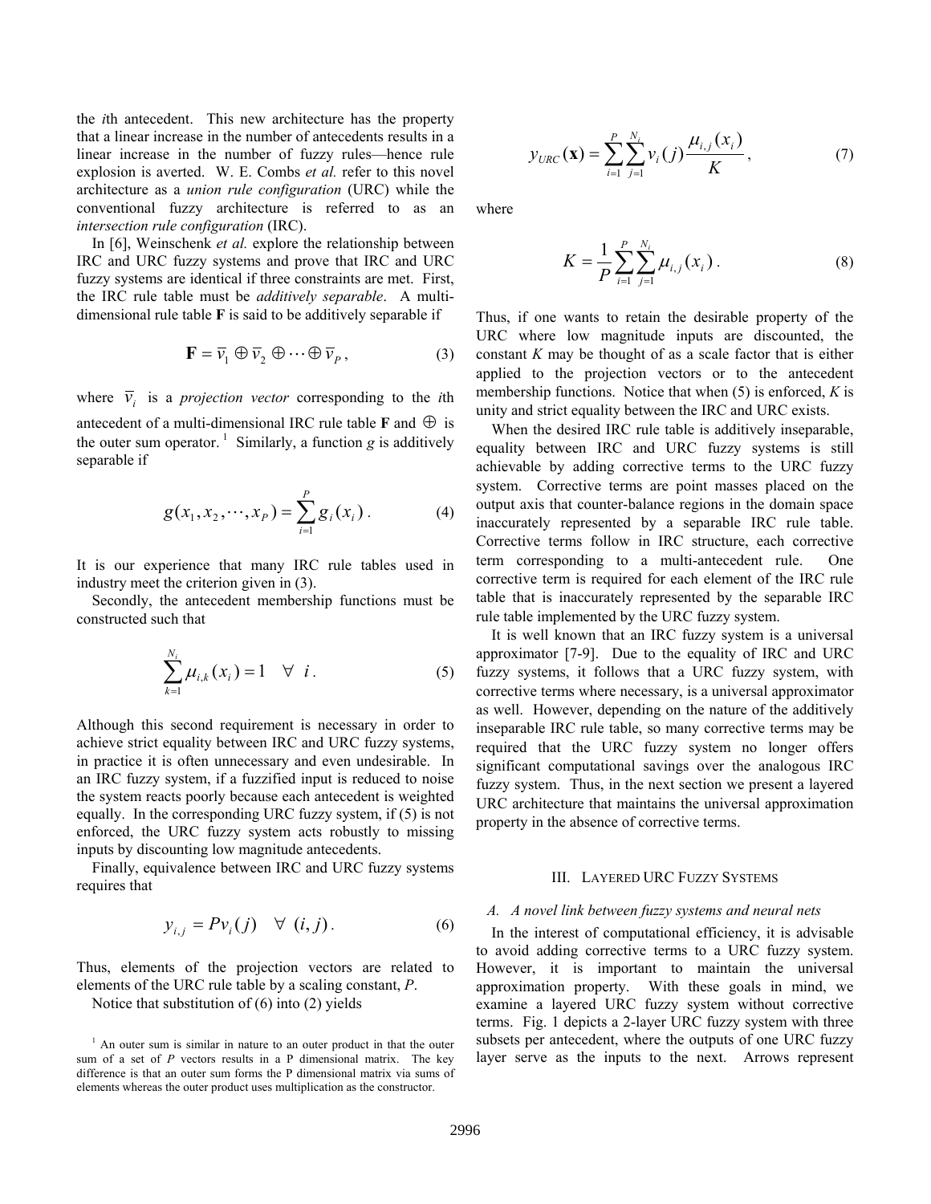the *i*th antecedent. This new architecture has the property that a linear increase in the number of antecedents results in a linear increase in the number of fuzzy rules—hence rule explosion is averted. W. E. Combs *et al.* refer to this novel architecture as a *union rule configuration* (URC) while the conventional fuzzy architecture is referred to as an *intersection rule configuration* (IRC).

In [6], Weinschenk *et al.* explore the relationship between IRC and URC fuzzy systems and prove that IRC and URC fuzzy systems are identical if three constraints are met. First, the IRC rule table must be *additively separable*. A multi-dimensional rule table **F** is said to be additively separable if

$$\mathbf{F} = \overline{v}_1 \oplus \overline{v}_2 \oplus \cdots \oplus \overline{v}_P, \tag{3}$$

where $\overline{v}_i$ is a *projection vector* corresponding to the *i*th antecedent of a multi-dimensional IRC rule table **F** and $\oplus$ is the outer sum operator. [1] Similarly, a function *g* is additively separable if

$$g(x_1, x_2, \cdots, x_P) = \sum_{i=1}^{P} g_i(x_i). \tag{4}$$

It is our experience that many IRC rule tables used in industry meet the criterion given in (3).

Secondly, the antecedent membership functions must be constructed such that

$$\sum_{k=1}^{N_i} \mu_{i,k}(x_i) = 1 \quad \forall \;\; i. \tag{5}$$

Although this second requirement is necessary in order to achieve strict equality between IRC and URC fuzzy systems, in practice it is often unnecessary and even undesirable. In an IRC fuzzy system, if a fuzzified input is reduced to noise the system reacts poorly because each antecedent is weighted equally. In the corresponding URC fuzzy system, if (5) is not enforced, the URC fuzzy system acts robustly to missing inputs by discounting low magnitude antecedents.

Finally, equivalence between IRC and URC fuzzy systems requires that

$$y_{i,j} = P v_i(j) \quad \forall \;\; (i, j). \tag{6}$$

Thus, elements of the projection vectors are related to elements of the URC rule table by a scaling constant, *P*.

Notice that substitution of (6) into (2) yields

[1] An outer sum is similar in nature to an outer product in that the outer sum of a set of *P* vectors results in a P dimensional matrix. The key difference is that an outer sum forms the P dimensional matrix via sums of elements whereas the outer product uses multiplication as the constructor.

$$y_{URC}(\mathbf{x}) = \sum_{i=1}^{P} \sum_{j=1}^{N_i} v_i(j) \frac{\mu_{i,j}(x_i)}{K}, \tag{7}$$

where

$$K = \frac{1}{P} \sum_{i=1}^{P} \sum_{j=1}^{N_i} \mu_{i,j}(x_i). \tag{8}$$

Thus, if one wants to retain the desirable property of the URC where low magnitude inputs are discounted, the constant *K* may be thought of as a scale factor that is either applied to the projection vectors or to the antecedent membership functions. Notice that when (5) is enforced, *K* is unity and strict equality between the IRC and URC exists.

When the desired IRC rule table is additively inseparable, equality between IRC and URC fuzzy systems is still achievable by adding corrective terms to the URC fuzzy system. Corrective terms are point masses placed on the output axis that counter-balance regions in the domain space inaccurately represented by a separable IRC rule table. Corrective terms follow in IRC structure, each corrective term corresponding to a multi-antecedent rule. One corrective term is required for each element of the IRC rule table that is inaccurately represented by the separable IRC rule table implemented by the URC fuzzy system.

It is well known that an IRC fuzzy system is a universal approximator [7-9]. Due to the equality of IRC and URC fuzzy systems, it follows that a URC fuzzy system, with corrective terms where necessary, is a universal approximator as well. However, depending on the nature of the additively inseparable IRC rule table, so many corrective terms may be required that the URC fuzzy system no longer offers significant computational savings over the analogous IRC fuzzy system. Thus, in the next section we present a layered URC architecture that maintains the universal approximation property in the absence of corrective terms.

## III. Layered URC Fuzzy Systems

### *A. A novel link between fuzzy systems and neural nets*

In the interest of computational efficiency, it is advisable to avoid adding corrective terms to a URC fuzzy system. However, it is important to maintain the universal approximation property. With these goals in mind, we examine a layered URC fuzzy system without corrective terms. Fig. 1 depicts a 2-layer URC fuzzy system with three subsets per antecedent, where the outputs of one URC fuzzy layer serve as the inputs to the next. Arrows represent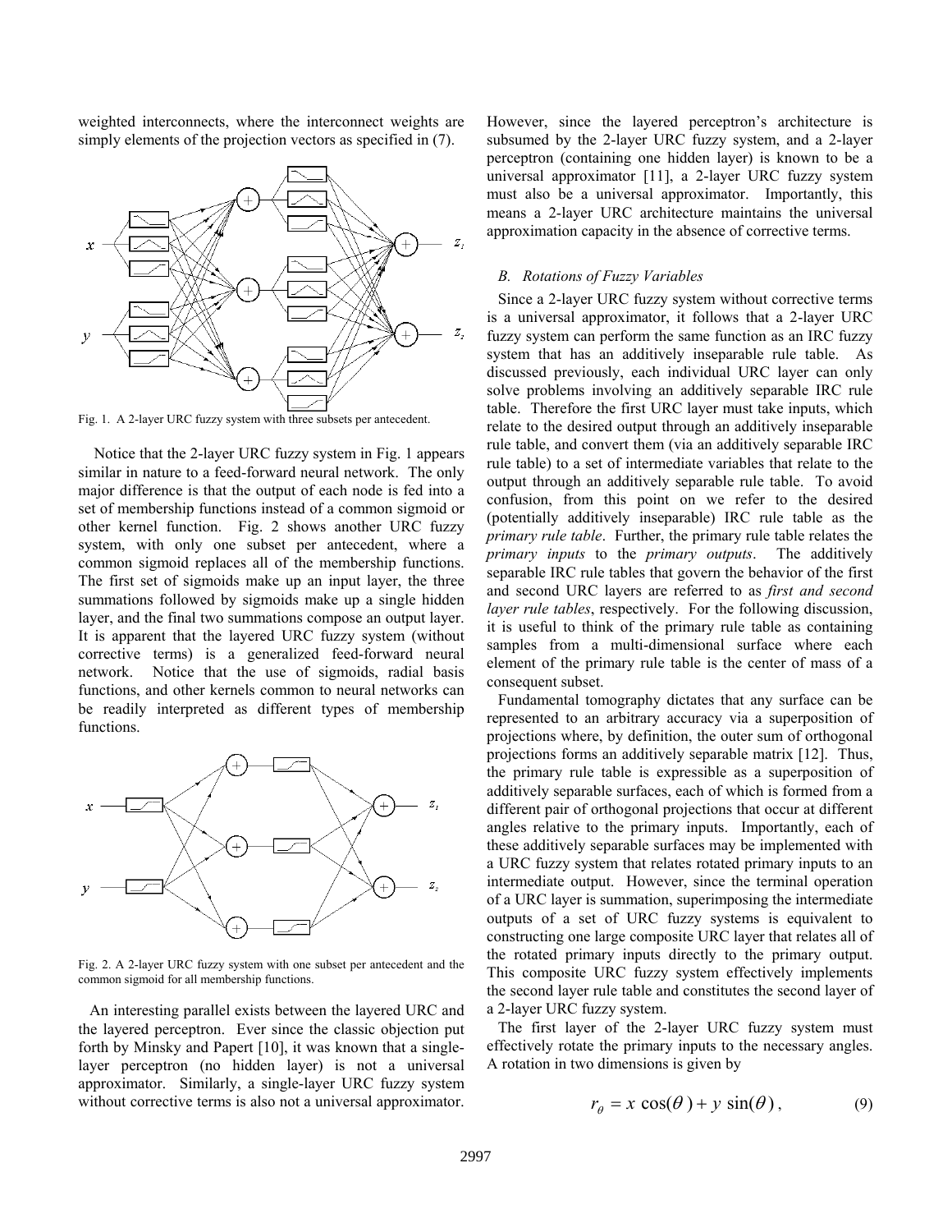weighted interconnects, where the interconnect weights are simply elements of the projection vectors as specified in (7).

x

y

$z_1$

$z_2$

Fig. 1. A 2-layer URC fuzzy system with three subsets per antecedent.

Notice that the 2-layer URC fuzzy system in Fig. 1 appears similar in nature to a feed-forward neural network. The only major difference is that the output of each node is fed into a set of membership functions instead of a common sigmoid or other kernel function. Fig. 2 shows another URC fuzzy system, with only one subset per antecedent, where a common sigmoid replaces all of the membership functions. The first set of sigmoids make up an input layer, the three summations followed by sigmoids make up a single hidden layer, and the final two summations compose an output layer. It is apparent that the layered URC fuzzy system (without corrective terms) is a generalized feed-forward neural network. Notice that the use of sigmoids, radial basis functions, and other kernels common to neural networks can be readily interpreted as different types of membership functions.

x

y

$z_1$

$z_2$

Fig. 2. A 2-layer URC fuzzy system with one subset per antecedent and the common sigmoid for all membership functions.

An interesting parallel exists between the layered URC and the layered perceptron. Ever since the classic objection put forth by Minsky and Papert [10], it was known that a single-layer perceptron (no hidden layer) is not a universal approximator. Similarly, a single-layer URC fuzzy system without corrective terms is also not a universal approximator. However, since the layered perceptron's architecture is subsumed by the 2-layer URC fuzzy system, and a 2-layer perceptron (containing one hidden layer) is known to be a universal approximator [11], a 2-layer URC fuzzy system must also be a universal approximator. Importantly, this means a 2-layer URC architecture maintains the universal approximation capacity in the absence of corrective terms.

### *B. Rotations of Fuzzy Variables*

Since a 2-layer URC fuzzy system without corrective terms is a universal approximator, it follows that a 2-layer URC fuzzy system can perform the same function as an IRC fuzzy system that has an additively inseparable rule table. As discussed previously, each individual URC layer can only solve problems involving an additively separable IRC rule table. Therefore the first URC layer must take inputs, which relate to the desired output through an additively inseparable rule table, and convert them (via an additively separable IRC rule table) to a set of intermediate variables that relate to the output through an additively separable rule table. To avoid confusion, from this point on we refer to the desired (potentially additively inseparable) IRC rule table as the *primary rule table*. Further, the primary rule table relates the *primary inputs* to the *primary outputs*. The additively separable IRC rule tables that govern the behavior of the first and second URC layers are referred to as *first and second layer rule tables*, respectively. For the following discussion, it is useful to think of the primary rule table as containing samples from a multi-dimensional surface where each element of the primary rule table is the center of mass of a consequent subset.

Fundamental tomography dictates that any surface can be represented to an arbitrary accuracy via a superposition of projections where, by definition, the outer sum of orthogonal projections forms an additively separable matrix [12]. Thus, the primary rule table is expressible as a superposition of additively separable surfaces, each of which is formed from a different pair of orthogonal projections that occur at different angles relative to the primary inputs. Importantly, each of these additively separable surfaces may be implemented with a URC fuzzy system that relates rotated primary inputs to an intermediate output. However, since the terminal operation of a URC layer is summation, superimposing the intermediate outputs of a set of URC fuzzy systems is equivalent to constructing one large composite URC layer that relates all of the rotated primary inputs directly to the primary output. This composite URC fuzzy system effectively implements the second layer rule table and constitutes the second layer of a 2-layer URC fuzzy system.

The first layer of the 2-layer URC fuzzy system must effectively rotate the primary inputs to the necessary angles. A rotation in two dimensions is given by

$$r_\theta = x\,\cos(\theta) + y\,\sin(\theta)\,, \tag{9}$$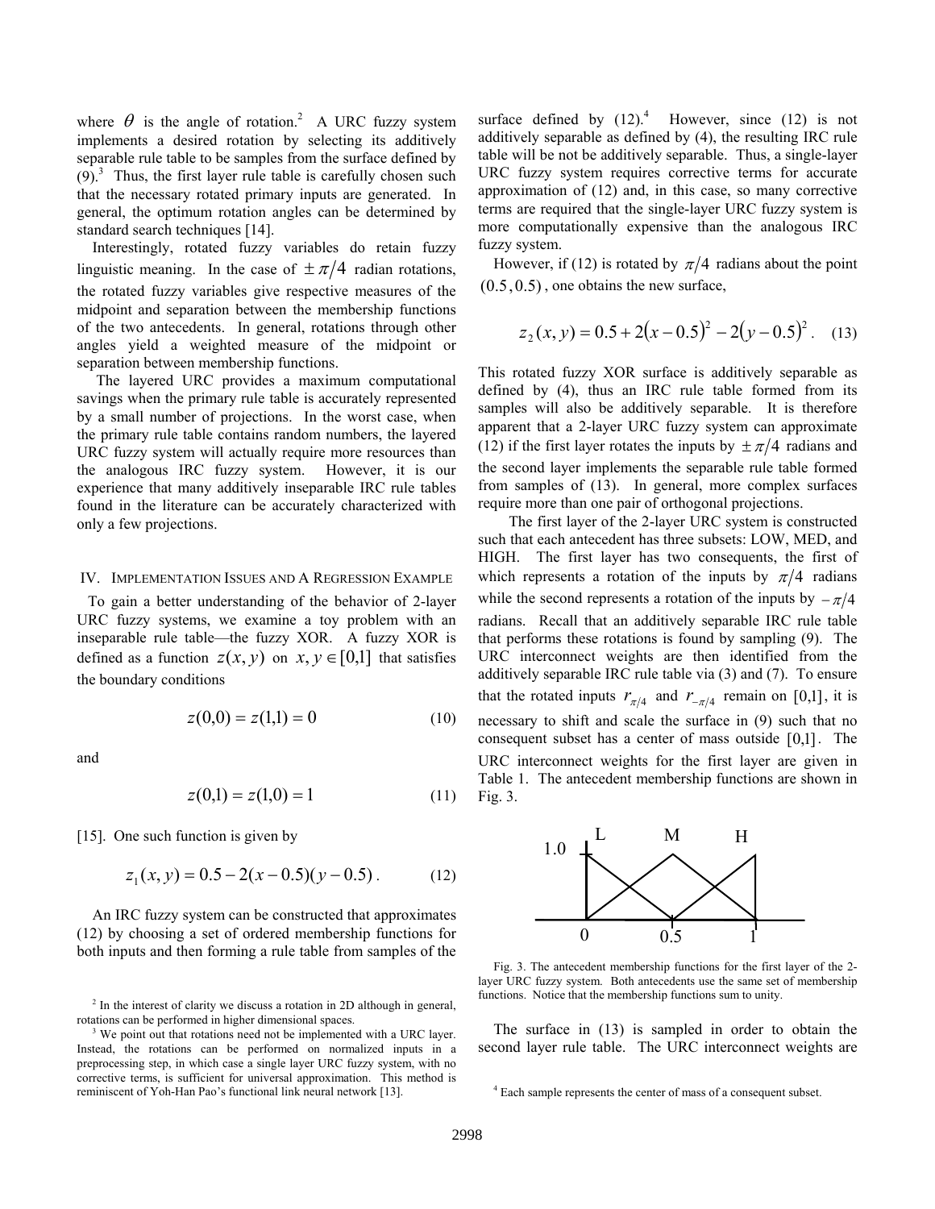where $\theta$ is the angle of rotation.[2] A URC fuzzy system implements a desired rotation by selecting its additively separable rule table to be samples from the surface defined by (9).[3] Thus, the first layer rule table is carefully chosen such that the necessary rotated primary inputs are generated. In general, the optimum rotation angles can be determined by standard search techniques [14].

Interestingly, rotated fuzzy variables do retain fuzzy linguistic meaning. In the case of $\pm\pi/4$ radian rotations, the rotated fuzzy variables give respective measures of the midpoint and separation between the membership functions of the two antecedents. In general, rotations through other angles yield a weighted measure of the midpoint or separation between membership functions.

The layered URC provides a maximum computational savings when the primary rule table is accurately represented by a small number of projections. In the worst case, when the primary rule table contains random numbers, the layered URC fuzzy system will actually require more resources than the analogous IRC fuzzy system. However, it is our experience that many additively inseparable IRC rule tables found in the literature can be accurately characterized with only a few projections.

## IV. Implementation Issues and A Regression Example

To gain a better understanding of the behavior of 2-layer URC fuzzy systems, we examine a toy problem with an inseparable rule table—the fuzzy XOR. A fuzzy XOR is defined as a function $z(x,y)$ on $x, y \in [0,1]$ that satisfies the boundary conditions

$$z(0,0) = z(1,1) = 0 \tag{10}$$

and

$$z(0,1) = z(1,0) = 1 \tag{11}$$

[15]. One such function is given by

$$z_1(x,y) = 0.5 - 2(x-0.5)(y-0.5)\,. \tag{12}$$

An IRC fuzzy system can be constructed that approximates (12) by choosing a set of ordered membership functions for both inputs and then forming a rule table from samples of the surface defined by (12).[4] However, since (12) is not additively separable as defined by (4), the resulting IRC rule table will be not be additively separable. Thus, a single-layer URC fuzzy system requires corrective terms for accurate approximation of (12) and, in this case, so many corrective terms are required that the single-layer URC fuzzy system is more computationally expensive than the analogous IRC fuzzy system.

However, if (12) is rotated by $\pi/4$ radians about the point $(0.5, 0.5)$, one obtains the new surface,

$$z_2(x,y) = 0.5 + 2(x-0.5)^2 - 2(y-0.5)^2\,. \tag{13}$$

This rotated fuzzy XOR surface is additively separable as defined by (4), thus an IRC rule table formed from its samples will also be additively separable. It is therefore apparent that a 2-layer URC fuzzy system can approximate (12) if the first layer rotates the inputs by $\pm\pi/4$ radians and the second layer implements the separable rule table formed from samples of (13). In general, more complex surfaces require more than one pair of orthogonal projections.

The first layer of the 2-layer URC system is constructed such that each antecedent has three subsets: LOW, MED, and HIGH. The first layer has two consequents, the first of which represents a rotation of the inputs by $\pi/4$ radians while the second represents a rotation of the inputs by $-\pi/4$ radians. Recall that an additively separable IRC rule table that performs these rotations is found by sampling (9). The URC interconnect weights are then identified from the additively separable IRC rule table via (3) and (7). To ensure that the rotated inputs $r_{\pi/4}$ and $r_{-\pi/4}$ remain on $[0,1]$, it is necessary to shift and scale the surface in (9) such that no consequent subset has a center of mass outside $[0,1]$. The URC interconnect weights for the first layer are given in Table 1. The antecedent membership functions are shown in Fig. 3.

Fig. 3. The antecedent membership functions for the first layer of the 2-layer URC fuzzy system. Both antecedents use the same set of membership functions. Notice that the membership functions sum to unity.

The surface in (13) is sampled in order to obtain the second layer rule table. The URC interconnect weights are

[2] In the interest of clarity we discuss a rotation in 2D although in general, rotations can be performed in higher dimensional spaces.

[3] We point out that rotations need not be implemented with a URC layer. Instead, the rotations can be performed on normalized inputs in a preprocessing step, in which case a single layer URC fuzzy system, with no corrective terms, is sufficient for universal approximation. This method is reminiscent of Yoh-Han Pao's functional link neural network [13].

[4] Each sample represents the center of mass of a consequent subset.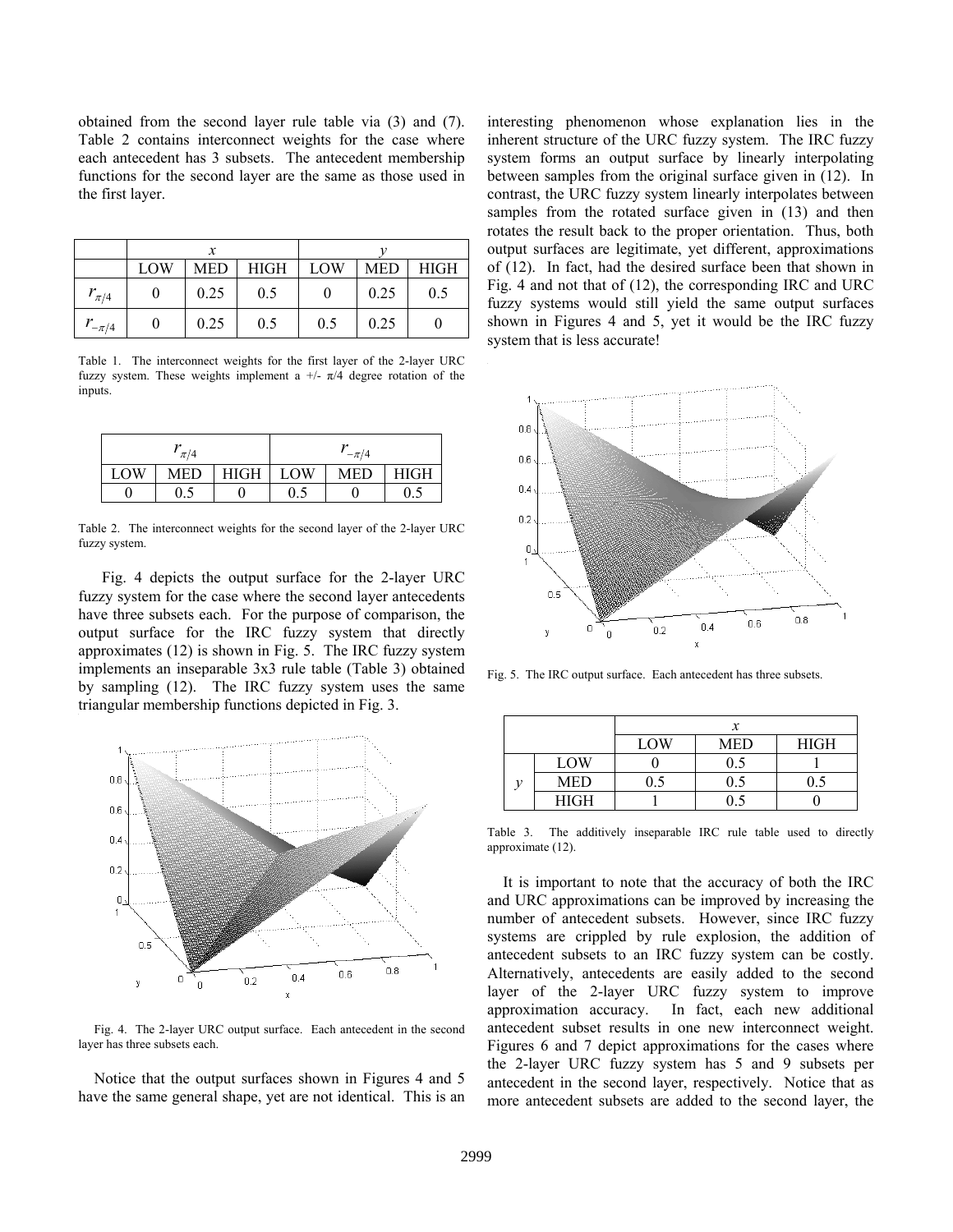obtained from the second layer rule table via (3) and (7). Table 2 contains interconnect weights for the case where each antecedent has 3 subsets. The antecedent membership functions for the second layer are the same as those used in the first layer.

| | $x$ | | | $y$ | | |
|---|---|---|---|---|---|---|
| | LOW | MED | HIGH | LOW | MED | HIGH |
| $r_{\pi/4}$ | 0 | 0.25 | 0.5 | 0 | 0.25 | 0.5 |
| $r_{-\pi/4}$ | 0 | 0.25 | 0.5 | 0.5 | 0.25 | 0 |

Table 1. The interconnect weights for the first layer of the 2-layer URC fuzzy system. These weights implement a +/- $\pi$/4 degree rotation of the inputs.

| $r_{\pi/4}$ | | | $r_{-\pi/4}$ | | |
|---|---|---|---|---|---|
| LOW | MED | HIGH | LOW | MED | HIGH |
| 0 | 0.5 | 0 | 0.5 | 0 | 0.5 |

Table 2. The interconnect weights for the second layer of the 2-layer URC fuzzy system.

Fig. 4 depicts the output surface for the 2-layer URC fuzzy system for the case where the second layer antecedents have three subsets each. For the purpose of comparison, the output surface for the IRC fuzzy system that directly approximates (12) is shown in Fig. 5. The IRC fuzzy system implements an inseparable 3x3 rule table (Table 3) obtained by sampling (12). The IRC fuzzy system uses the same triangular membership functions depicted in Fig. 3.

Fig. 4. The 2-layer URC output surface. Each antecedent in the second layer has three subsets each.

Notice that the output surfaces shown in Figures 4 and 5 have the same general shape, yet are not identical. This is an interesting phenomenon whose explanation lies in the inherent structure of the URC fuzzy system. The IRC fuzzy system forms an output surface by linearly interpolating between samples from the original surface given in (12). In contrast, the URC fuzzy system linearly interpolates between samples from the rotated surface given in (13) and then rotates the result back to the proper orientation. Thus, both output surfaces are legitimate, yet different, approximations of (12). In fact, had the desired surface been that shown in Fig. 4 and not that of (12), the corresponding IRC and URC fuzzy systems would still yield the same output surfaces shown in Figures 4 and 5, yet it would be the IRC fuzzy system that is less accurate!

Fig. 5. The IRC output surface. Each antecedent has three subsets.

| | | $x$ | | |
|---|---|---|---|---|
| | | LOW | MED | HIGH |
| $y$ | LOW | 0 | 0.5 | 1 |
| | MED | 0.5 | 0.5 | 0.5 |
| | HIGH | 1 | 0.5 | 0 |

Table 3. The additively inseparable IRC rule table used to directly approximate (12).

It is important to note that the accuracy of both the IRC and URC approximations can be improved by increasing the number of antecedent subsets. However, since IRC fuzzy systems are crippled by rule explosion, the addition of antecedent subsets to an IRC fuzzy system can be costly. Alternatively, antecedents are easily added to the second layer of the 2-layer URC fuzzy system to improve approximation accuracy. In fact, each new additional antecedent subset results in one new interconnect weight. Figures 6 and 7 depict approximations for the cases where the 2-layer URC fuzzy system has 5 and 9 subsets per antecedent in the second layer, respectively. Notice that as more antecedent subsets are added to the second layer, the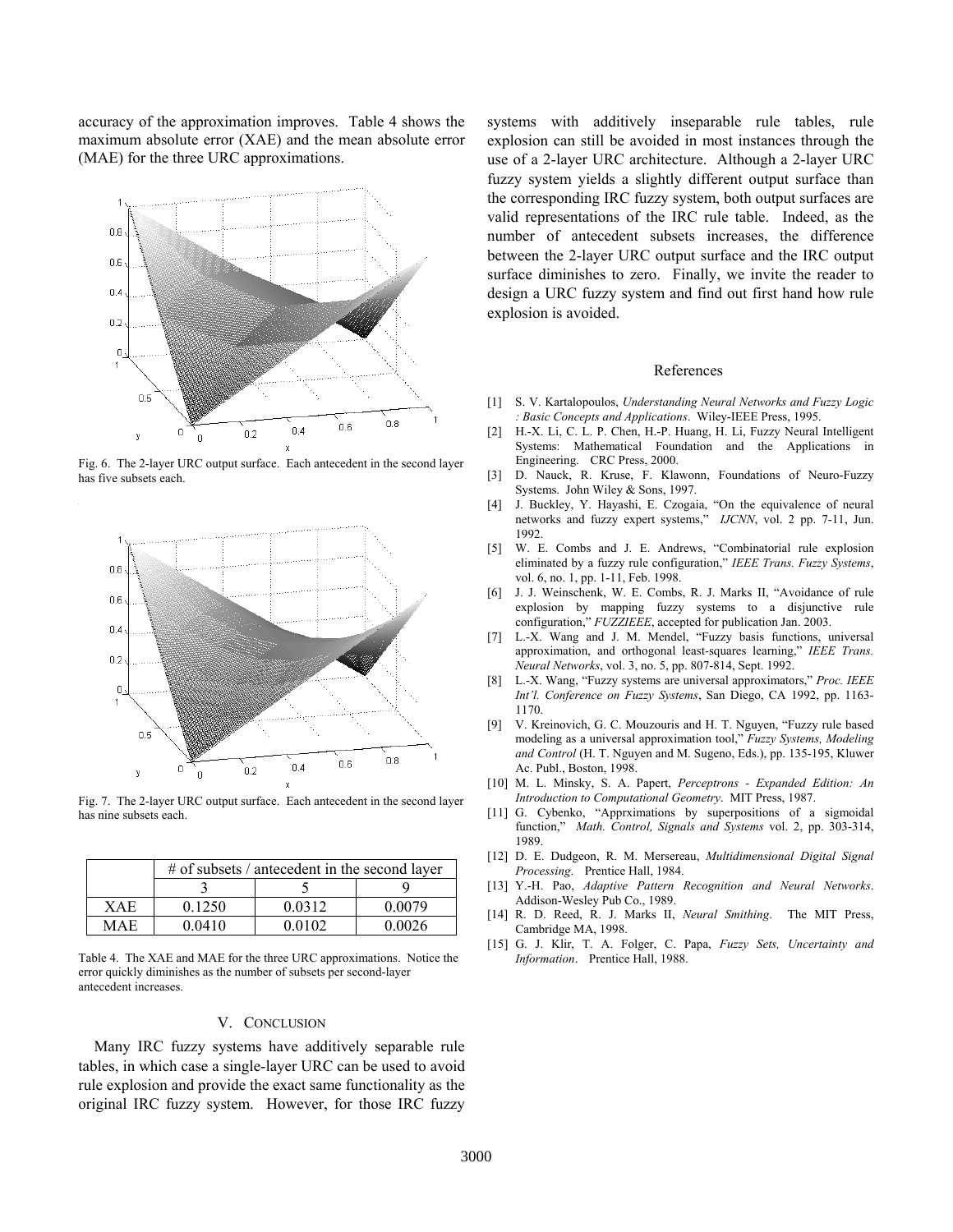accuracy of the approximation improves. Table 4 shows the maximum absolute error (XAE) and the mean absolute error (MAE) for the three URC approximations.

1
0.8
0.6
0.4
0.2
0
1
0.5
y
0
0
0.2
0.4
0.6
0.8
1
x

Fig. 6. The 2-layer URC output surface. Each antecedent in the second layer has five subsets each.

1
0.8
0.6
0.4
0.2
0
1
0.5
y
0
0
0.2
0.4
0.6
0.8
1
x

Fig. 7. The 2-layer URC output surface. Each antecedent in the second layer has nine subsets each.

| | # of subsets / antecedent in the second layer | | |
|---|---|---|---|
| | 3 | 5 | 9 |
| XAE | 0.1250 | 0.0312 | 0.0079 |
| MAE | 0.0410 | 0.0102 | 0.0026 |

Table 4. The XAE and MAE for the three URC approximations. Notice the error quickly diminishes as the number of subsets per second-layer antecedent increases.

## V. Conclusion

Many IRC fuzzy systems have additively separable rule tables, in which case a single-layer URC can be used to avoid rule explosion and provide the exact same functionality as the original IRC fuzzy system. However, for those IRC fuzzy systems with additively inseparable rule tables, rule explosion can still be avoided in most instances through the use of a 2-layer URC architecture. Although a 2-layer URC fuzzy system yields a slightly different output surface than the corresponding IRC fuzzy system, both output surfaces are valid representations of the IRC rule table. Indeed, as the number of antecedent subsets increases, the difference between the 2-layer URC output surface and the IRC output surface diminishes to zero. Finally, we invite the reader to design a URC fuzzy system and find out first hand how rule explosion is avoided.

## References

[1] S. V. Kartalopoulos, *Understanding Neural Networks and Fuzzy Logic : Basic Concepts and Applications*. Wiley-IEEE Press, 1995.

[2] H.-X. Li, C. L. P. Chen, H.-P. Huang, H. Li, Fuzzy Neural Intelligent Systems: Mathematical Foundation and the Applications in Engineering. CRC Press, 2000.

[3] D. Nauck, R. Kruse, F. Klawonn, Foundations of Neuro-Fuzzy Systems. John Wiley & Sons, 1997.

[4] J. Buckley, Y. Hayashi, E. Czogaia, "On the equivalence of neural networks and fuzzy expert systems," *IJCNN*, vol. 2 pp. 7-11, Jun. 1992.

[5] W. E. Combs and J. E. Andrews, "Combinatorial rule explosion eliminated by a fuzzy rule configuration," *IEEE Trans. Fuzzy Systems*, vol. 6, no. 1, pp. 1-11, Feb. 1998.

[6] J. J. Weinschenk, W. E. Combs, R. J. Marks II, "Avoidance of rule explosion by mapping fuzzy systems to a disjunctive rule configuration," *FUZZIEEE*, accepted for publication Jan. 2003.

[7] L.-X. Wang and J. M. Mendel, "Fuzzy basis functions, universal approximation, and orthogonal least-squares learning," *IEEE Trans. Neural Networks*, vol. 3, no. 5, pp. 807-814, Sept. 1992.

[8] L.-X. Wang, "Fuzzy systems are universal approximators," *Proc. IEEE Int'l. Conference on Fuzzy Systems*, San Diego, CA 1992, pp. 1163-1170.

[9] V. Kreinovich, G. C. Mouzouris and H. T. Nguyen, "Fuzzy rule based modeling as a universal approximation tool," *Fuzzy Systems, Modeling and Control* (H. T. Nguyen and M. Sugeno, Eds.), pp. 135-195, Kluwer Ac. Publ., Boston, 1998.

[10] M. L. Minsky, S. A. Papert, *Perceptrons - Expanded Edition: An Introduction to Computational Geometry*. MIT Press, 1987.

[11] G. Cybenko, "Apprximations by superpositions of a sigmoidal function," *Math. Control, Signals and Systems* vol. 2, pp. 303-314, 1989.

[12] D. E. Dudgeon, R. M. Mersereau, *Multidimensional Digital Signal Processing*. Prentice Hall, 1984.

[13] Y.-H. Pao, *Adaptive Pattern Recognition and Neural Networks*. Addison-Wesley Pub Co., 1989.

[14] R. D. Reed, R. J. Marks II, *Neural Smithing*. The MIT Press, Cambridge MA, 1998.

[15] G. J. Klir, T. A. Folger, C. Papa, *Fuzzy Sets, Uncertainty and Information*. Prentice Hall, 1988.